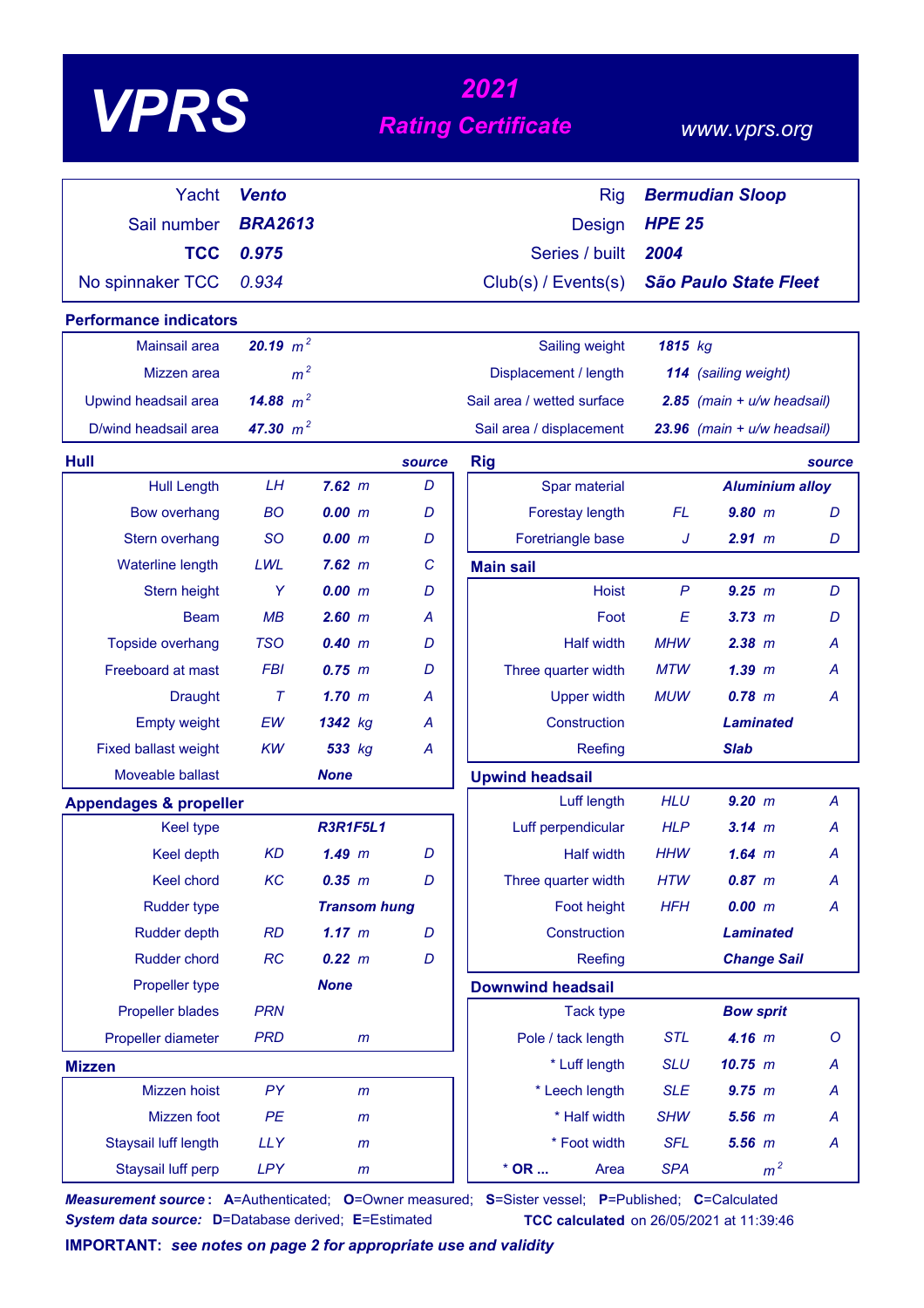# VPRS

## 2021 Rating Certificate

www.vprs.org

| | | | |
|---|---|---|---|
| Yacht | **Vento** | Rig | **Bermudian Sloop** |
| Sail number | **BRA2613** | Design | **HPE 25** |
| **TCC** | **0.975** | Series / built | **2004** |
| No spinnaker TCC | 0.934 | Club(s) / Events(s) | **São Paulo State Fleet** |

### Performance indicators

| | | | |
|---|---|---|---|
| Mainsail area | **20.19** $m^2$ | Sailing weight | **1815** kg |
| Mizzen area | $m^2$ | Displacement / length | **114** (sailing weight) |
| Upwind headsail area | **14.88** $m^2$ | Sail area / wetted surface | **2.85** (main + u/w headsail) |
| D/wind headsail area | **47.30** $m^2$ | Sail area / displacement | **23.96** (main + u/w headsail) |

### Hull

| | | | source |
|---|---|---|---|
| Hull Length | LH | **7.62** m | D |
| Bow overhang | BO | **0.00** m | D |
| Stern overhang | SO | **0.00** m | D |
| Waterline length | LWL | **7.62** m | C |
| Stern height | Y | **0.00** m | D |
| Beam | MB | **2.60** m | A |
| Topside overhang | TSO | **0.40** m | D |
| Freeboard at mast | FBI | **0.75** m | D |
| Draught | T | **1.70** m | A |
| Empty weight | EW | **1342** kg | A |
| Fixed ballast weight | KW | **533** kg | A |
| Moveable ballast | | **None** | |

### Appendages & propeller

| | | | |
|---|---|---|---|
| Keel type | | **R3R1F5L1** | |
| Keel depth | KD | **1.49** m | D |
| Keel chord | KC | **0.35** m | D |
| Rudder type | | **Transom hung** | |
| Rudder depth | RD | **1.17** m | D |
| Rudder chord | RC | **0.22** m | D |
| Propeller type | | **None** | |
| Propeller blades | PRN | | |
| Propeller diameter | PRD | m | |

### Mizzen

| | | | |
|---|---|---|---|
| Mizzen hoist | PY | m | |
| Mizzen foot | PE | m | |
| Staysail luff length | LLY | m | |
| Staysail luff perp | LPY | m | |

### Rig

| | | | source |
|---|---|---|---|
| Spar material | | **Aluminium alloy** | |
| Forestay length | FL | **9.80** m | D |
| Foretriangle base | J | **2.91** m | D |

### Main sail

| | | | |
|---|---|---|---|
| Hoist | P | **9.25** m | D |
| Foot | E | **3.73** m | D |
| Half width | MHW | **2.38** m | A |
| Three quarter width | MTW | **1.39** m | A |
| Upper width | MUW | **0.78** m | A |
| Construction | | **Laminated** | |
| Reefing | | **Slab** | |

### Upwind headsail

| | | | |
|---|---|---|---|
| Luff length | HLU | **9.20** m | A |
| Luff perpendicular | HLP | **3.14** m | A |
| Half width | HHW | **1.64** m | A |
| Three quarter width | HTW | **0.87** m | A |
| Foot height | HFH | **0.00** m | A |
| Construction | | **Laminated** | |
| Reefing | | **Change Sail** | |

### Downwind headsail

| | | | |
|---|---|---|---|
| Tack type | | **Bow sprit** | |
| Pole / tack length | STL | **4.16** m | O |
| * Luff length | SLU | **10.75** m | A |
| * Leech length | SLE | **9.75** m | A |
| * Half width | SHW | **5.56** m | A |
| * Foot width | SFL | **5.56** m | A |
| * **OR ...** Area | SPA | $m^2$ | |

***Measurement source :*** **A**=Authenticated; **O**=Owner measured; **S**=Sister vessel; **P**=Published; **C**=Calculated
***System data source:*** **D**=Database derived; **E**=Estimated

**TCC calculated** on 26/05/2021 at 11:39:46

**IMPORTANT:** ***see notes on page 2 for appropriate use and validity***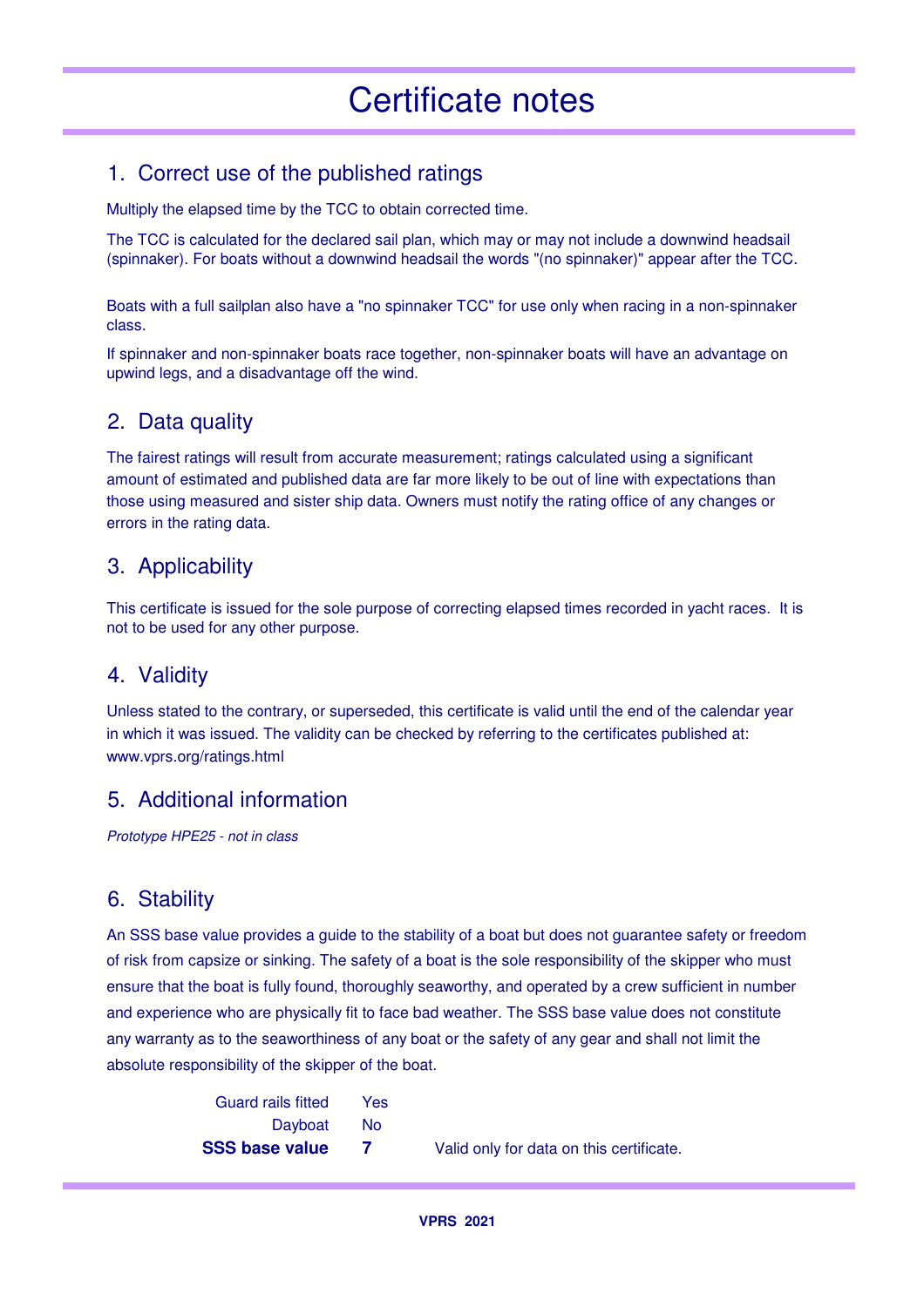# Certificate notes

## 1. Correct use of the published ratings

Multiply the elapsed time by the TCC to obtain corrected time.

The TCC is calculated for the declared sail plan, which may or may not include a downwind headsail (spinnaker). For boats without a downwind headsail the words "(no spinnaker)" appear after the TCC.

Boats with a full sailplan also have a "no spinnaker TCC" for use only when racing in a non-spinnaker class.

If spinnaker and non-spinnaker boats race together, non-spinnaker boats will have an advantage on upwind legs, and a disadvantage off the wind.

## 2. Data quality

The fairest ratings will result from accurate measurement; ratings calculated using a significant amount of estimated and published data are far more likely to be out of line with expectations than those using measured and sister ship data. Owners must notify the rating office of any changes or errors in the rating data.

## 3. Applicability

This certificate is issued for the sole purpose of correcting elapsed times recorded in yacht races. It is not to be used for any other purpose.

## 4. Validity

Unless stated to the contrary, or superseded, this certificate is valid until the end of the calendar year in which it was issued. The validity can be checked by referring to the certificates published at: www.vprs.org/ratings.html

## 5. Additional information

*Prototype HPE25 - not in class*

## 6. Stability

An SSS base value provides a guide to the stability of a boat but does not guarantee safety or freedom of risk from capsize or sinking. The safety of a boat is the sole responsibility of the skipper who must ensure that the boat is fully found, thoroughly seaworthy, and operated by a crew sufficient in number and experience who are physically fit to face bad weather. The SSS base value does not constitute any warranty as to the seaworthiness of any boat or the safety of any gear and shall not limit the absolute responsibility of the skipper of the boat.

| | | |
|---|---|---|
| Guard rails fitted | Yes | |
| Dayboat | No | |
| **SSS base value** | **7** | Valid only for data on this certificate. |